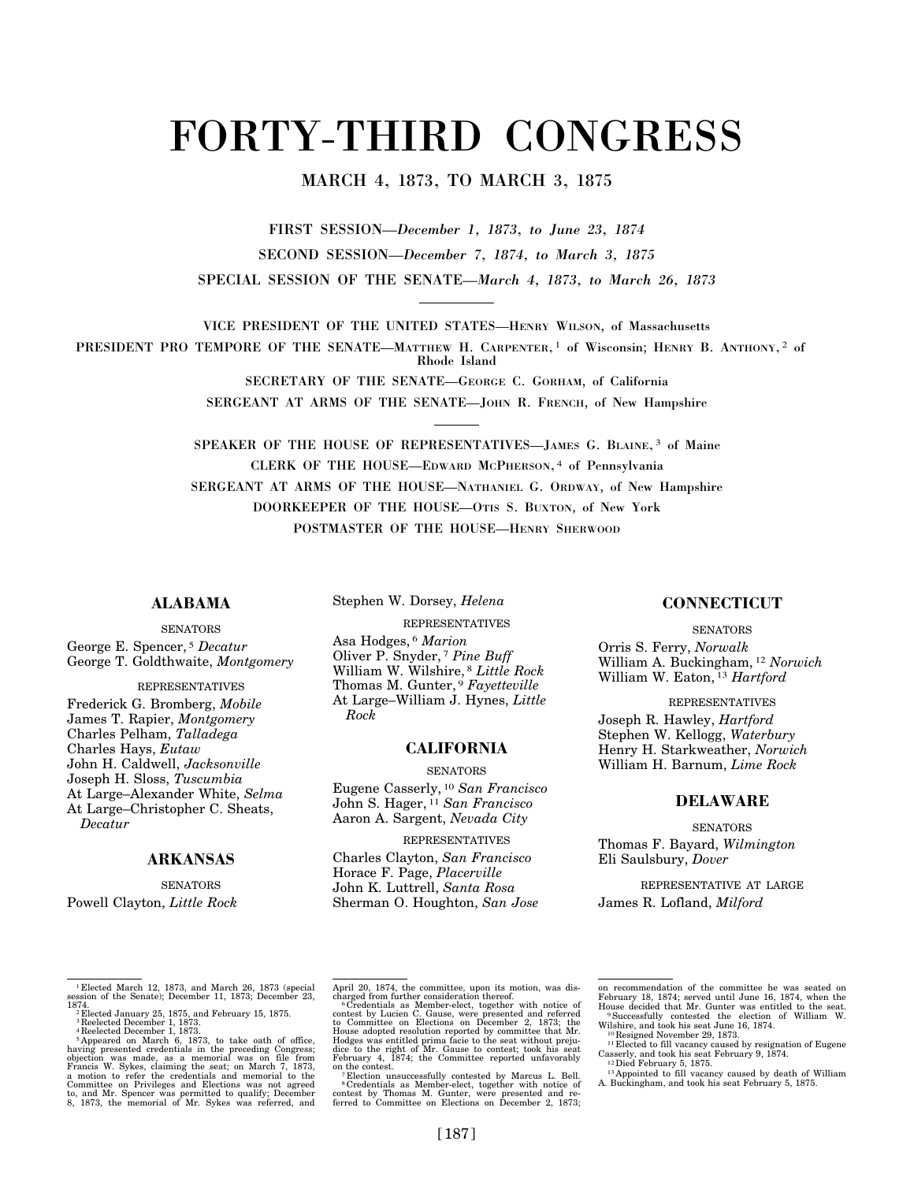# FORTY-THIRD CONGRESS

MARCH 4, 1873, TO MARCH 3, 1875

FIRST SESSION—*December 1, 1873, to June 23, 1874*

SECOND SESSION—*December 7, 1874, to March 3, 1875*

SPECIAL SESSION OF THE SENATE—*March 4, 1873, to March 26, 1873*

---

VICE PRESIDENT OF THE UNITED STATES—HENRY WILSON, of Massachusetts

PRESIDENT PRO TEMPORE OF THE SENATE—MATTHEW H. CARPENTER,[1] of Wisconsin; HENRY B. ANTHONY,[2] of Rhode Island

SECRETARY OF THE SENATE—GEORGE C. GORHAM, of California

SERGEANT AT ARMS OF THE SENATE—JOHN R. FRENCH, of New Hampshire

---

SPEAKER OF THE HOUSE OF REPRESENTATIVES—JAMES G. BLAINE,[3] of Maine

CLERK OF THE HOUSE—EDWARD MCPHERSON,[4] of Pennsylvania

SERGEANT AT ARMS OF THE HOUSE—NATHANIEL G. ORDWAY, of New Hampshire

DOORKEEPER OF THE HOUSE—OTIS S. BUXTON, of New York

POSTMASTER OF THE HOUSE—HENRY SHERWOOD

## ALABAMA

SENATORS

George E. Spencer,[5] *Decatur*
George T. Goldthwaite, *Montgomery*

REPRESENTATIVES

Frederick G. Bromberg, *Mobile*
James T. Rapier, *Montgomery*
Charles Pelham, *Talladega*
Charles Hays, *Eutaw*
John H. Caldwell, *Jacksonville*
Joseph H. Sloss, *Tuscumbia*
At Large–Alexander White, *Selma*
At Large–Christopher C. Sheats, *Decatur*

## ARKANSAS

SENATORS

Powell Clayton, *Little Rock*
Stephen W. Dorsey, *Helena*

REPRESENTATIVES

Asa Hodges,[6] *Marion*
Oliver P. Snyder,[7] *Pine Buff*
William W. Wilshire,[8] *Little Rock*
Thomas M. Gunter,[9] *Fayetteville*
At Large–William J. Hynes, *Little Rock*

## CALIFORNIA

SENATORS

Eugene Casserly,[10] *San Francisco*
John S. Hager,[11] *San Francisco*
Aaron A. Sargent, *Nevada City*

REPRESENTATIVES

Charles Clayton, *San Francisco*
Horace F. Page, *Placerville*
John K. Luttrell, *Santa Rosa*
Sherman O. Houghton, *San Jose*

## CONNECTICUT

SENATORS

Orris S. Ferry, *Norwalk*
William A. Buckingham,[12] *Norwich*
William W. Eaton,[13] *Hartford*

REPRESENTATIVES

Joseph R. Hawley, *Hartford*
Stephen W. Kellogg, *Waterbury*
Henry H. Starkweather, *Norwich*
William H. Barnum, *Lime Rock*

## DELAWARE

SENATORS

Thomas F. Bayard, *Wilmington*
Eli Saulsbury, *Dover*

REPRESENTATIVE AT LARGE

James R. Lofland, *Milford*

---

[1] Elected March 12, 1873, and March 26, 1873 (special session of the Senate); December 11, 1873; December 23, 1874.

[2] Elected January 25, 1875, and February 15, 1875.

[3] Reelected December 1, 1873.

[4] Reelected December 1, 1873.

[5] Appeared on March 6, 1873, to take oath of office, having presented credentials in the preceding Congress; objection was made, as a memorial was on file from Francis W. Sykes, claiming the seat; on March 7, 1873, a motion to refer the credentials and memorial to the Committee on Privileges and Elections was not agreed to, and Mr. Spencer was permitted to qualify; December 8, 1873, the memorial of Mr. Sykes was referred, and April 20, 1874, the committee, upon its motion, was discharged from further consideration thereof.

[6] Credentials as Member-elect, together with notice of contest by Lucien C. Gause, were presented and referred to Committee on Elections on December 2, 1873; the House adopted resolution reported by committee that Mr. Hodges was entitled prima facie to the seat without prejudice to the right of Mr. Gause to contest; took his seat February 4, 1874; the Committee reported unfavorably on the contest.

[7] Election unsuccessfully contested by Marcus L. Bell.

[8] Credentials as Member-elect, together with notice of contest by Thomas M. Gunter, were presented and referred to Committee on Elections on December 2, 1873; on recommendation of the committee he was seated on February 18, 1874; served until June 16, 1874, when the House decided that Mr. Gunter was entitled to the seat.

[9] Successfully contested the election of William W. Wilshire, and took his seat June 16, 1874.

[10] Resigned November 29, 1873.

[11] Elected to fill vacancy caused by resignation of Eugene Casserly, and took his seat February 9, 1874.

[12] Died February 5, 1875.

[13] Appointed to fill vacancy caused by death of William A. Buckingham, and took his seat February 5, 1875.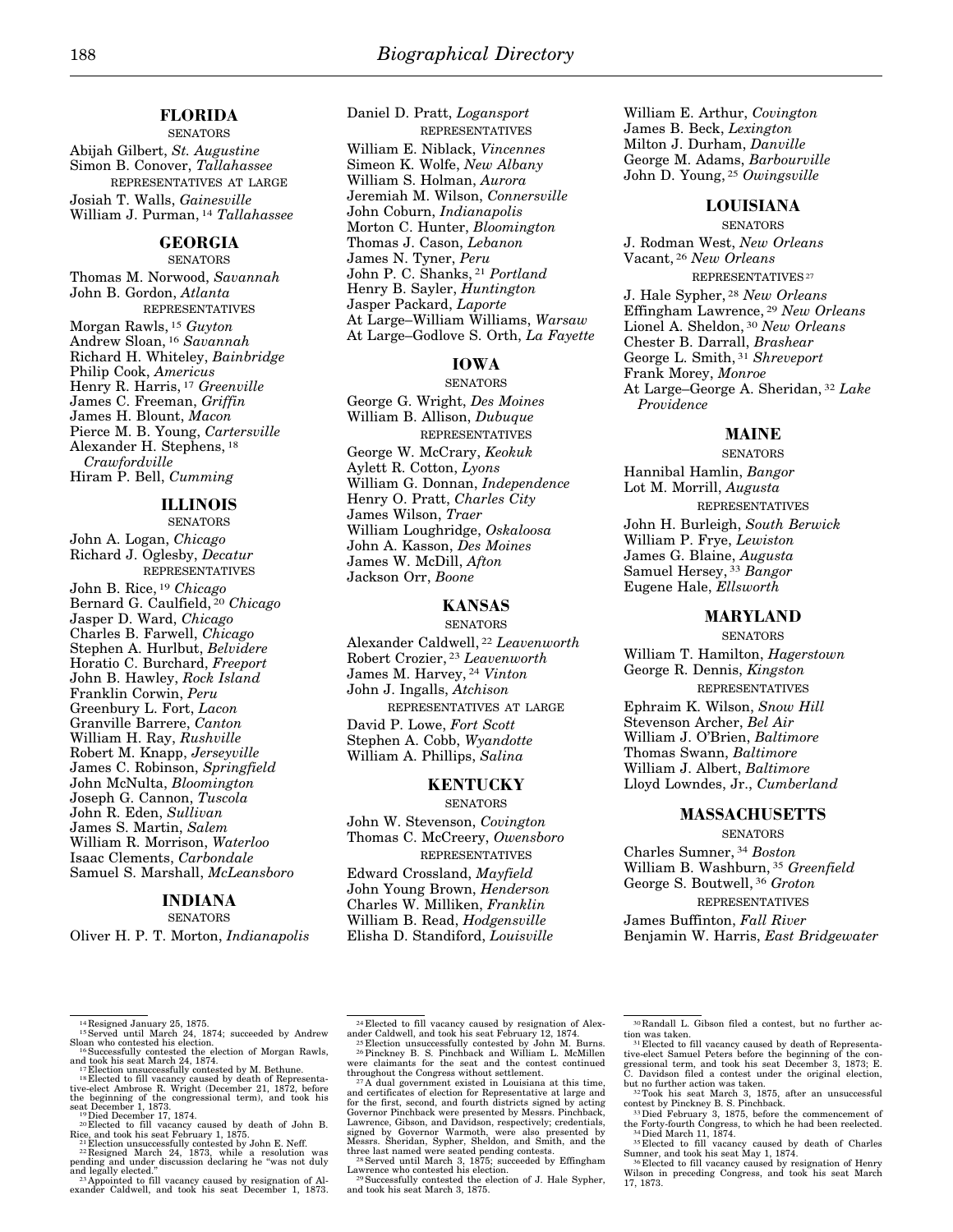## FLORIDA

SENATORS

Abijah Gilbert, *St. Augustine*
Simon B. Conover, *Tallahassee*

REPRESENTATIVES AT LARGE

Josiah T. Walls, *Gainesville*
William J. Purman, [14] *Tallahassee*

## GEORGIA

SENATORS

Thomas M. Norwood, *Savannah*
John B. Gordon, *Atlanta*

REPRESENTATIVES

Morgan Rawls, [15] *Guyton*
Andrew Sloan, [16] *Savannah*
Richard H. Whiteley, *Bainbridge*
Philip Cook, *Americus*
Henry R. Harris, [17] *Greenville*
James C. Freeman, *Griffin*
James H. Blount, *Macon*
Pierce M. B. Young, *Cartersville*
Alexander H. Stephens, [18] *Crawfordville*
Hiram P. Bell, *Cumming*

## ILLINOIS

SENATORS

John A. Logan, *Chicago*
Richard J. Oglesby, *Decatur*

REPRESENTATIVES

John B. Rice, [19] *Chicago*
Bernard G. Caulfield, [20] *Chicago*
Jasper D. Ward, *Chicago*
Charles B. Farwell, *Chicago*
Stephen A. Hurlbut, *Belvidere*
Horatio C. Burchard, *Freeport*
John B. Hawley, *Rock Island*
Franklin Corwin, *Peru*
Greenbury L. Fort, *Lacon*
Granville Barrere, *Canton*
William H. Ray, *Rushville*
Robert M. Knapp, *Jerseyville*
James C. Robinson, *Springfield*
John McNulta, *Bloomington*
Joseph G. Cannon, *Tuscola*
John R. Eden, *Sullivan*
James S. Martin, *Salem*
William R. Morrison, *Waterloo*
Isaac Clements, *Carbondale*
Samuel S. Marshall, *McLeansboro*

## INDIANA

SENATORS

Oliver H. P. T. Morton, *Indianapolis*
Daniel D. Pratt, *Logansport*

REPRESENTATIVES

William E. Niblack, *Vincennes*
Simeon K. Wolfe, *New Albany*
William S. Holman, *Aurora*
Jeremiah M. Wilson, *Connersville*
John Coburn, *Indianapolis*
Morton C. Hunter, *Bloomington*
Thomas J. Cason, *Lebanon*
James N. Tyner, *Peru*
John P. C. Shanks, [21] *Portland*
Henry B. Sayler, *Huntington*
Jasper Packard, *Laporte*
At Large–William Williams, *Warsaw*
At Large–Godlove S. Orth, *La Fayette*

## IOWA

SENATORS

George G. Wright, *Des Moines*
William B. Allison, *Dubuque*

REPRESENTATIVES

George W. McCrary, *Keokuk*
Aylett R. Cotton, *Lyons*
William G. Donnan, *Independence*
Henry O. Pratt, *Charles City*
James Wilson, *Traer*
William Loughridge, *Oskaloosa*
John A. Kasson, *Des Moines*
James W. McDill, *Afton*
Jackson Orr, *Boone*

## KANSAS

SENATORS

Alexander Caldwell, [22] *Leavenworth*
Robert Crozier, [23] *Leavenworth*
James M. Harvey, [24] *Vinton*
John J. Ingalls, *Atchison*

REPRESENTATIVES AT LARGE

David P. Lowe, *Fort Scott*
Stephen A. Cobb, *Wyandotte*
William A. Phillips, *Salina*

## KENTUCKY

SENATORS

John W. Stevenson, *Covington*
Thomas C. McCreery, *Owensboro*

REPRESENTATIVES

Edward Crossland, *Mayfield*
John Young Brown, *Henderson*
Charles W. Milliken, *Franklin*
William B. Read, *Hodgensville*
Elisha D. Standiford, *Louisville*
William E. Arthur, *Covington*
James B. Beck, *Lexington*
Milton J. Durham, *Danville*
George M. Adams, *Barbourville*
John D. Young, [25] *Owingsville*

## LOUISIANA

SENATORS

J. Rodman West, *New Orleans*
Vacant, [26] *New Orleans*

REPRESENTATIVES [27]

J. Hale Sypher, [28] *New Orleans*
Effingham Lawrence, [29] *New Orleans*
Lionel A. Sheldon, [30] *New Orleans*
Chester B. Darrall, *Brashear*
George L. Smith, [31] *Shreveport*
Frank Morey, *Monroe*
At Large–George A. Sheridan, [32] *Lake Providence*

## MAINE

SENATORS

Hannibal Hamlin, *Bangor*
Lot M. Morrill, *Augusta*

REPRESENTATIVES

John H. Burleigh, *South Berwick*
William P. Frye, *Lewiston*
James G. Blaine, *Augusta*
Samuel Hersey, [33] *Bangor*
Eugene Hale, *Ellsworth*

## MARYLAND

SENATORS

William T. Hamilton, *Hagerstown*
George R. Dennis, *Kingston*

REPRESENTATIVES

Ephraim K. Wilson, *Snow Hill*
Stevenson Archer, *Bel Air*
William J. O'Brien, *Baltimore*
Thomas Swann, *Baltimore*
William J. Albert, *Baltimore*
Lloyd Lowndes, Jr., *Cumberland*

## MASSACHUSETTS

SENATORS

Charles Sumner, [34] *Boston*
William B. Washburn, [35] *Greenfield*
George S. Boutwell, [36] *Groton*

REPRESENTATIVES

James Buffinton, *Fall River*
Benjamin W. Harris, *East Bridgewater*

---

[14] Resigned January 25, 1875.

[15] Served until March 24, 1874; succeeded by Andrew Sloan who contested his election.

[16] Successfully contested the election of Morgan Rawls, and took his seat March 24, 1874.

[17] Election unsuccessfully contested by M. Bethune.

[18] Elected to fill vacancy caused by death of Representative-elect Ambrose R. Wright (December 21, 1872, before the beginning of the congressional term), and took his seat December 1, 1873.

[19] Died December 17, 1874.

[20] Elected to fill vacancy caused by death of John B. Rice, and took his seat February 1, 1875.

[21] Election unsuccessfully contested by John E. Neff.

[22] Resigned March 24, 1873, while a resolution was pending and under discussion declaring he "was not duly and legally elected."

[23] Appointed to fill vacancy caused by resignation of Alexander Caldwell, and took his seat December 1, 1873.

[24] Elected to fill vacancy caused by resignation of Alexander Caldwell, and took his seat February 12, 1874.

[25] Election unsuccessfully contested by John M. Burns.

[26] Pinckney B. S. Pinchback and William L. McMillen were claimants for the seat and the contest continued throughout the Congress without settlement.

[27] A dual government existed in Louisiana at this time, and certificates of election for Representative at large and for the first, second, and fourth districts signed by acting Governor Pinchback were presented by Messrs. Pinchback, Lawrence, Gibson, and Davidson, respectively; credentials, signed by Governor Warmoth, were also presented by Messrs. Sheridan, Sypher, Sheldon, and Smith, and the three last named were seated pending contests.

[28] Served until March 3, 1875; succeeded by Effingham Lawrence who contested his election.

[29] Successfully contested the election of J. Hale Sypher, and took his seat March 3, 1875.

[30] Randall L. Gibson filed a contest, but no further action was taken.

[31] Elected to fill vacancy caused by death of Representative-elect Samuel Peters before the beginning of the congressional term, and took his seat December 3, 1873; E. C. Davidson filed a contest under the original election, but no further action was taken.

[32] Took his seat March 3, 1875, after an unsuccessful contest by Pinckney B. S. Pinchback.

[33] Died February 3, 1875, before the commencement of the Forty-fourth Congress, to which he had been reelected.

[34] Died March 11, 1874.

[35] Elected to fill vacancy caused by death of Charles Sumner, and took his seat May 1, 1874.

[36] Elected to fill vacancy caused by resignation of Henry Wilson in preceding Congress, and took his seat March 17, 1873.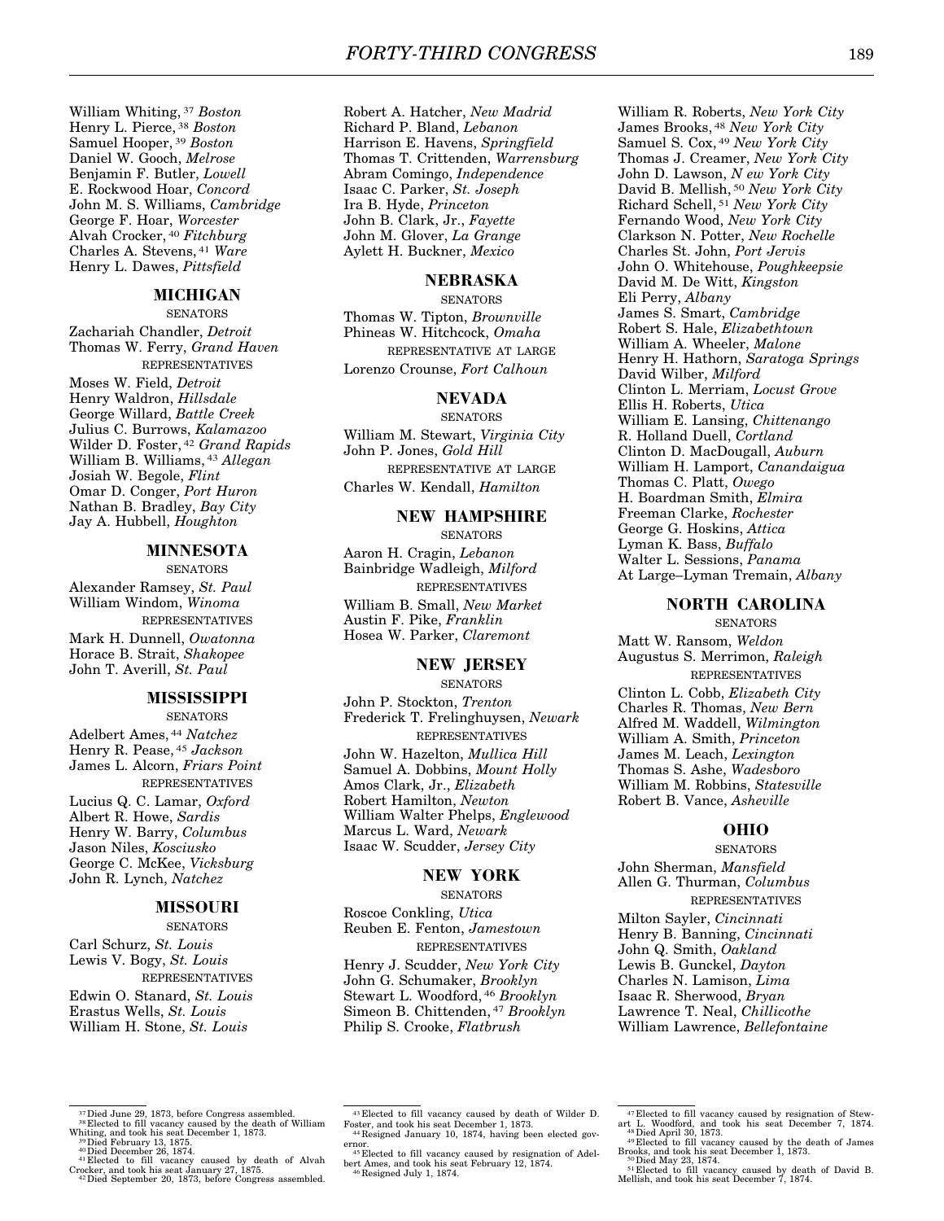William Whiting,[37] *Boston*
Henry L. Pierce,[38] *Boston*
Samuel Hooper,[39] *Boston*
Daniel W. Gooch, *Melrose*
Benjamin F. Butler, *Lowell*
E. Rockwood Hoar, *Concord*
John M. S. Williams, *Cambridge*
George F. Hoar, *Worcester*
Alvah Crocker,[40] *Fitchburg*
Charles A. Stevens,[41] *Ware*
Henry L. Dawes, *Pittsfield*

## MICHIGAN

SENATORS

Zachariah Chandler, *Detroit*
Thomas W. Ferry, *Grand Haven*

REPRESENTATIVES

Moses W. Field, *Detroit*
Henry Waldron, *Hillsdale*
George Willard, *Battle Creek*
Julius C. Burrows, *Kalamazoo*
Wilder D. Foster,[42] *Grand Rapids*
William B. Williams,[43] *Allegan*
Josiah W. Begole, *Flint*
Omar D. Conger, *Port Huron*
Nathan B. Bradley, *Bay City*
Jay A. Hubbell, *Houghton*

## MINNESOTA

SENATORS

Alexander Ramsey, *St. Paul*
William Windom, *Winoma*

REPRESENTATIVES

Mark H. Dunnell, *Owatonna*
Horace B. Strait, *Shakopee*
John T. Averill, *St. Paul*

## MISSISSIPPI

SENATORS

Adelbert Ames,[44] *Natchez*
Henry R. Pease,[45] *Jackson*
James L. Alcorn, *Friars Point*

REPRESENTATIVES

Lucius Q. C. Lamar, *Oxford*
Albert R. Howe, *Sardis*
Henry W. Barry, *Columbus*
Jason Niles, *Kosciusko*
George C. McKee, *Vicksburg*
John R. Lynch, *Natchez*

## MISSOURI

SENATORS

Carl Schurz, *St. Louis*
Lewis V. Bogy, *St. Louis*

REPRESENTATIVES

Edwin O. Stanard, *St. Louis*
Erastus Wells, *St. Louis*
William H. Stone, *St. Louis*
Robert A. Hatcher, *New Madrid*
Richard P. Bland, *Lebanon*
Harrison E. Havens, *Springfield*
Thomas T. Crittenden, *Warrensburg*
Abram Comingo, *Independence*
Isaac C. Parker, *St. Joseph*
Ira B. Hyde, *Princeton*
John B. Clark, Jr., *Fayette*
John M. Glover, *La Grange*
Aylett H. Buckner, *Mexico*

## NEBRASKA

SENATORS

Thomas W. Tipton, *Brownville*
Phineas W. Hitchcock, *Omaha*

REPRESENTATIVE AT LARGE

Lorenzo Crounse, *Fort Calhoun*

## NEVADA

SENATORS

William M. Stewart, *Virginia City*
John P. Jones, *Gold Hill*

REPRESENTATIVE AT LARGE

Charles W. Kendall, *Hamilton*

## NEW HAMPSHIRE

SENATORS

Aaron H. Cragin, *Lebanon*
Bainbridge Wadleigh, *Milford*

REPRESENTATIVES

William B. Small, *New Market*
Austin F. Pike, *Franklin*
Hosea W. Parker, *Claremont*

## NEW JERSEY

SENATORS

John P. Stockton, *Trenton*
Frederick T. Frelinghuysen, *Newark*

REPRESENTATIVES

John W. Hazelton, *Mullica Hill*
Samuel A. Dobbins, *Mount Holly*
Amos Clark, Jr., *Elizabeth*
Robert Hamilton, *Newton*
William Walter Phelps, *Englewood*
Marcus L. Ward, *Newark*
Isaac W. Scudder, *Jersey City*

## NEW YORK

SENATORS

Roscoe Conkling, *Utica*
Reuben E. Fenton, *Jamestown*

REPRESENTATIVES

Henry J. Scudder, *New York City*
John G. Schumaker, *Brooklyn*
Stewart L. Woodford,[46] *Brooklyn*
Simeon B. Chittenden,[47] *Brooklyn*
Philip S. Crooke, *Flatbrush*
William R. Roberts, *New York City*
James Brooks,[48] *New York City*
Samuel S. Cox,[49] *New York City*
Thomas J. Creamer, *New York City*
John D. Lawson, *N ew York City*
David B. Mellish,[50] *New York City*
Richard Schell,[51] *New York City*
Fernando Wood, *New York City*
Clarkson N. Potter, *New Rochelle*
Charles St. John, *Port Jervis*
John O. Whitehouse, *Poughkeepsie*
David M. De Witt, *Kingston*
Eli Perry, *Albany*
James S. Smart, *Cambridge*
Robert S. Hale, *Elizabethtown*
William A. Wheeler, *Malone*
Henry H. Hathorn, *Saratoga Springs*
David Wilber, *Milford*
Clinton L. Merriam, *Locust Grove*
Ellis H. Roberts, *Utica*
William E. Lansing, *Chittenango*
R. Holland Duell, *Cortland*
Clinton D. MacDougall, *Auburn*
William H. Lamport, *Canandaigua*
Thomas C. Platt, *Owego*
H. Boardman Smith, *Elmira*
Freeman Clarke, *Rochester*
George G. Hoskins, *Attica*
Lyman K. Bass, *Buffalo*
Walter L. Sessions, *Panama*
At Large–Lyman Tremain, *Albany*

## NORTH CAROLINA

SENATORS

Matt W. Ransom, *Weldon*
Augustus S. Merrimon, *Raleigh*

REPRESENTATIVES

Clinton L. Cobb, *Elizabeth City*
Charles R. Thomas, *New Bern*
Alfred M. Waddell, *Wilmington*
William A. Smith, *Princeton*
James M. Leach, *Lexington*
Thomas S. Ashe, *Wadesboro*
William M. Robbins, *Statesville*
Robert B. Vance, *Asheville*

## OHIO

SENATORS

John Sherman, *Mansfield*
Allen G. Thurman, *Columbus*

REPRESENTATIVES

Milton Sayler, *Cincinnati*
Henry B. Banning, *Cincinnati*
John Q. Smith, *Oakland*
Lewis B. Gunckel, *Dayton*
Charles N. Lamison, *Lima*
Isaac R. Sherwood, *Bryan*
Lawrence T. Neal, *Chillicothe*
William Lawrence, *Bellefontaine*

---

[37] Died June 29, 1873, before Congress assembled.
[38] Elected to fill vacancy caused by the death of William Whiting, and took his seat December 1, 1873.
[39] Died February 13, 1875.
[40] Died December 26, 1874.
[41] Elected to fill vacancy caused by death of Alvah Crocker, and took his seat January 27, 1875.
[42] Died September 20, 1873, before Congress assembled.
[43] Elected to fill vacancy caused by death of Wilder D. Foster, and took his seat December 1, 1873.
[44] Resigned January 10, 1874, having been elected governor.
[45] Elected to fill vacancy caused by resignation of Adelbert Ames, and took his seat February 12, 1874.
[46] Resigned July 1, 1874.
[47] Elected to fill vacancy caused by resignation of Stewart L. Woodford, and took his seat December 7, 1874.
[48] Died April 30, 1873.
[49] Elected to fill vacancy caused by the death of James Brooks, and took his seat December 1, 1873.
[50] Died May 23, 1874.
[51] Elected to fill vacancy caused by death of David B. Mellish, and took his seat December 7, 1874.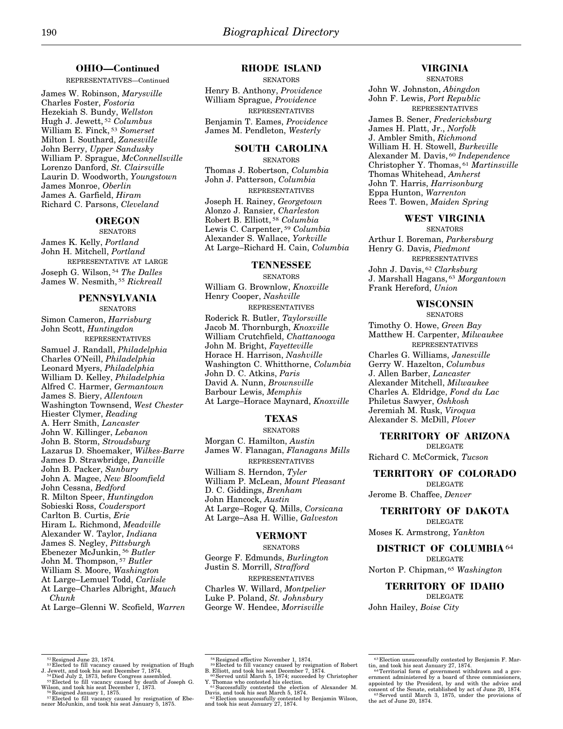## OHIO—Continued

REPRESENTATIVES—Continued

James W. Robinson, *Marysville*
Charles Foster, *Fostoria*
Hezekiah S. Bundy, *Wellston*
Hugh J. Jewett, [52] *Columbus*
William E. Finck, [53] *Somerset*
Milton I. Southard, *Zanesville*
John Berry, *Upper Sandusky*
William P. Sprague, *McConnellsville*
Lorenzo Danford, *St. Clairsville*
Laurin D. Woodworth, *Youngstown*
James Monroe, *Oberlin*
James A. Garfield, *Hiram*
Richard C. Parsons, *Cleveland*

## OREGON

SENATORS

James K. Kelly, *Portland*
John H. Mitchell, *Portland*

REPRESENTATIVE AT LARGE

Joseph G. Wilson, [54] *The Dalles*
James W. Nesmith, [55] *Rickreall*

## PENNSYLVANIA

SENATORS

Simon Cameron, *Harrisburg*
John Scott, *Huntingdon*

REPRESENTATIVES

Samuel J. Randall, *Philadelphia*
Charles O'Neill, *Philadelphia*
Leonard Myers, *Philadelphia*
William D. Kelley, *Philadelphia*
Alfred C. Harmer, *Germantown*
James S. Biery, *Allentown*
Washington Townsend, *West Chester*
Hiester Clymer, *Reading*
A. Herr Smith, *Lancaster*
John W. Killinger, *Lebanon*
John B. Storm, *Stroudsburg*
Lazarus D. Shoemaker, *Wilkes-Barre*
James D. Strawbridge, *Danville*
John B. Packer, *Sunbury*
John A. Magee, *New Bloomfield*
John Cessna, *Bedford*
R. Milton Speer, *Huntingdon*
Sobieski Ross, *Coudersport*
Carlton B. Curtis, *Erie*
Hiram L. Richmond, *Meadville*
Alexander W. Taylor, *Indiana*
James S. Negley, *Pittsburgh*
Ebenezer McJunkin, [56] *Butler*
John M. Thompson, [57] *Butler*
William S. Moore, *Washington*
At Large–Lemuel Todd, *Carlisle*
At Large–Charles Albright, *Mauch Chunk*
At Large–Glenni W. Scofield, *Warren*

## RHODE ISLAND

SENATORS

Henry B. Anthony, *Providence*
William Sprague, *Providence*

REPRESENTATIVES

Benjamin T. Eames, *Providence*
James M. Pendleton, *Westerly*

## SOUTH CAROLINA

SENATORS

Thomas J. Robertson, *Columbia*
John J. Patterson, *Columbia*

REPRESENTATIVES

Joseph H. Rainey, *Georgetown*
Alonzo J. Ransier, *Charleston*
Robert B. Elliott, [58] *Columbia*
Lewis C. Carpenter, [59] *Columbia*
Alexander S. Wallace, *Yorkville*
At Large–Richard H. Cain, *Columbia*

## TENNESSEE

SENATORS

William G. Brownlow, *Knoxville*
Henry Cooper, *Nashville*

REPRESENTATIVES

Roderick R. Butler, *Taylorsville*
Jacob M. Thornburgh, *Knoxville*
William Crutchfield, *Chattanooga*
John M. Bright, *Fayetteville*
Horace H. Harrison, *Nashville*
Washington C. Whitthorne, *Columbia*
John D. C. Atkins, *Paris*
David A. Nunn, *Brownsville*
Barbour Lewis, *Memphis*
At Large–Horace Maynard, *Knoxville*

## TEXAS

SENATORS

Morgan C. Hamilton, *Austin*
James W. Flanagan, *Flanagans Mills*

REPRESENTATIVES

William S. Herndon, *Tyler*
William P. McLean, *Mount Pleasant*
D. C. Giddings, *Brenham*
John Hancock, *Austin*
At Large–Roger Q. Mills, *Corsicana*
At Large–Asa H. Willie, *Galveston*

## VERMONT

SENATORS

George F. Edmunds, *Burlington*
Justin S. Morrill, *Strafford*

REPRESENTATIVES

Charles W. Willard, *Montpelier*
Luke P. Poland, *St. Johnsbury*
George W. Hendee, *Morrisville*

## VIRGINIA

SENATORS

John W. Johnston, *Abingdon*
John F. Lewis, *Port Republic*

REPRESENTATIVES

James B. Sener, *Fredericksburg*
James H. Platt, Jr., *Norfolk*
J. Ambler Smith, *Richmond*
William H. H. Stowell, *Burkeville*
Alexander M. Davis, [60] *Independence*
Christopher Y. Thomas, [61] *Martinsville*
Thomas Whitehead, *Amherst*
John T. Harris, *Harrisonburg*
Eppa Hunton, *Warrenton*
Rees T. Bowen, *Maiden Spring*

## WEST VIRGINIA

SENATORS

Arthur I. Boreman, *Parkersburg*
Henry G. Davis, *Piedmont*

REPRESENTATIVES

John J. Davis, [62] *Clarksburg*
J. Marshall Hagans, [63] *Morgantown*
Frank Hereford, *Union*

## WISCONSIN

SENATORS

Timothy O. Howe, *Green Bay*
Matthew H. Carpenter, *Milwaukee*

REPRESENTATIVES

Charles G. Williams, *Janesville*
Gerry W. Hazelton, *Columbus*
J. Allen Barber, *Lancaster*
Alexander Mitchell, *Milwaukee*
Charles A. Eldridge, *Fond du Lac*
Philetus Sawyer, *Oshkosh*
Jeremiah M. Rusk, *Viroqua*
Alexander S. McDill, *Plover*

## TERRITORY OF ARIZONA

DELEGATE

Richard C. McCormick, *Tucson*

## TERRITORY OF COLORADO

DELEGATE

Jerome B. Chaffee, *Denver*

## TERRITORY OF DAKOTA

DELEGATE

Moses K. Armstrong, *Yankton*

## DISTRICT OF COLUMBIA [64]

DELEGATE

Norton P. Chipman, [65] *Washington*

## TERRITORY OF IDAHO

DELEGATE

John Hailey, *Boise City*

---

[52] Resigned June 23, 1874.
[53] Elected to fill vacancy caused by resignation of Hugh J. Jewett, and took his seat December 7, 1874.
[54] Died July 2, 1873, before Congress assembled.
[55] Elected to fill vacancy caused by death of Joseph G. Wilson, and took his seat December 1, 1873.
[56] Resigned January 1, 1875.
[57] Elected to fill vacancy caused by resignation of Ebenezer McJunkin, and took his seat January 5, 1875.
[58] Resigned effective November 1, 1874.
[59] Elected to fill vacancy caused by resignation of Robert B. Elliott, and took his seat December 7, 1874.
[60] Served until March 5, 1874; succeeded by Christopher Y. Thomas who contested his election.
[61] Successfully contested the election of Alexander M. Davis, and took his seat March 5, 1874.
[62] Election unsuccessfully contested by Benjamin Wilson, and took his seat January 27, 1874.
[63] Election unsuccessfully contested by Benjamin F. Martin, and took his seat January 27, 1874.
[64] Territorial form of government withdrawn and a government administered by a board of three commissioners, appointed by the President, by and with the advice and consent of the Senate, established by act of June 20, 1874.
[65] Served until March 3, 1875, under the provisions of the act of June 20, 1874.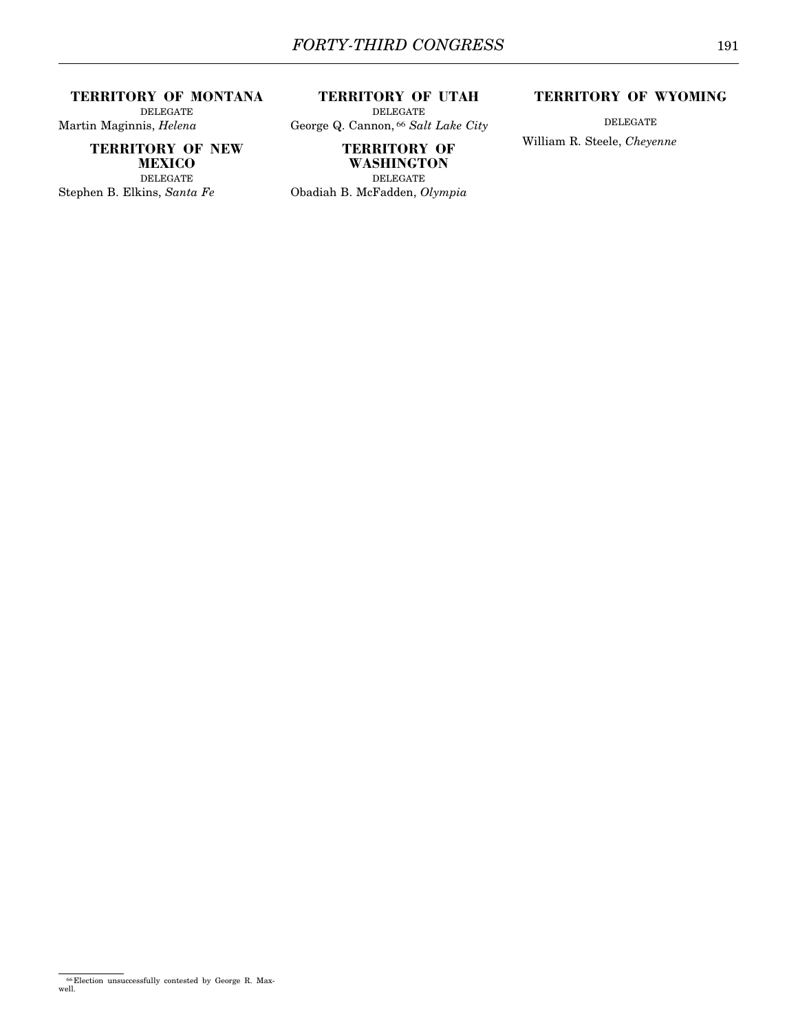## TERRITORY OF MONTANA

DELEGATE

Martin Maginnis, *Helena*

## TERRITORY OF NEW MEXICO

DELEGATE

Stephen B. Elkins, *Santa Fe*

## TERRITORY OF UTAH

DELEGATE

George Q. Cannon,[66] *Salt Lake City*

## TERRITORY OF WASHINGTON

DELEGATE

Obadiah B. McFadden, *Olympia*

## TERRITORY OF WYOMING

DELEGATE

William R. Steele, *Cheyenne*

---

[66] Election unsuccessfully contested by George R. Maxwell.